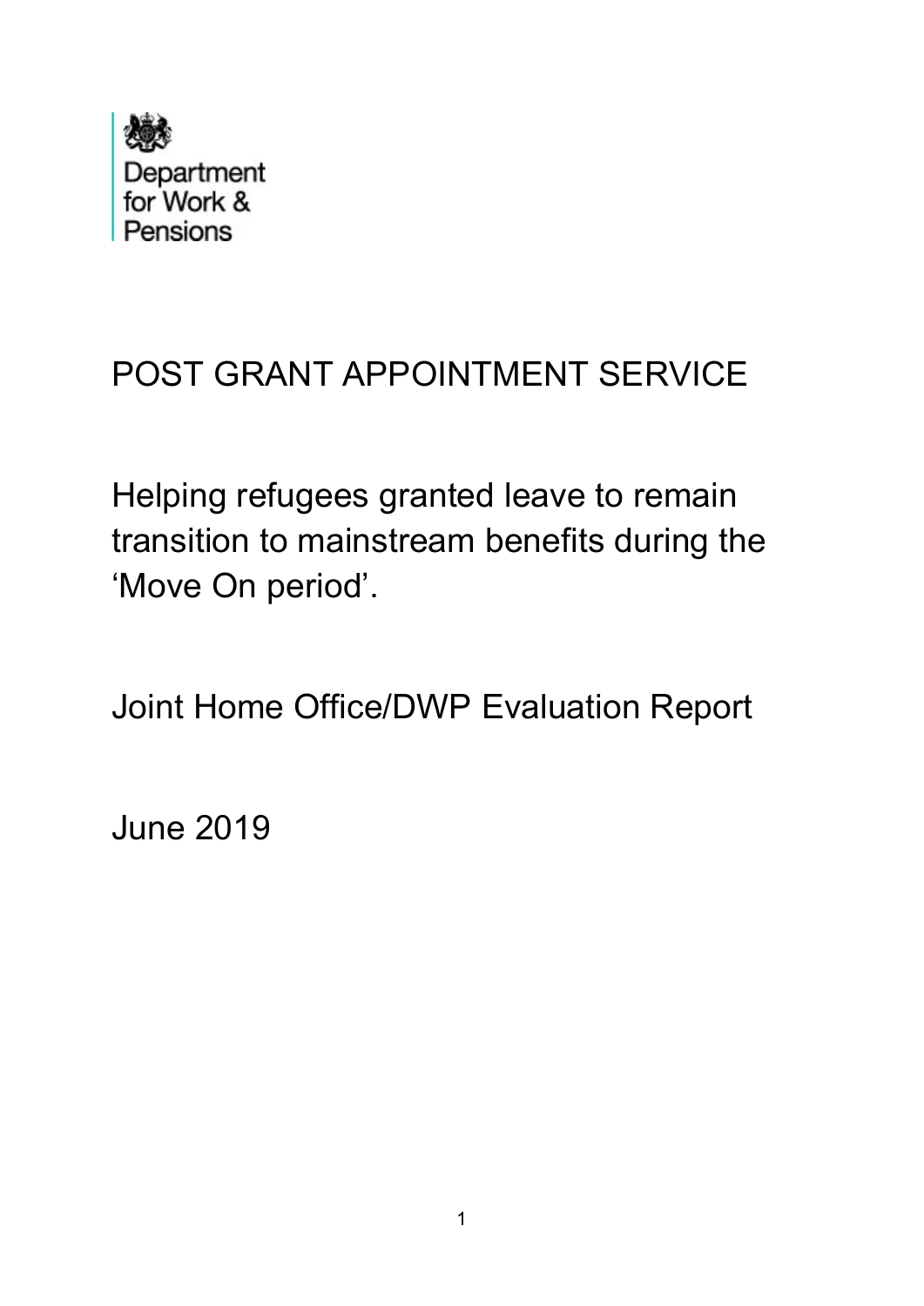Department for Work & Pensions

# POST GRANT APPOINTMENT SERVICE

Helping refugees granted leave to remain transition to mainstream benefits during the 'Move On period'.

Joint Home Office/DWP Evaluation Report

June 2019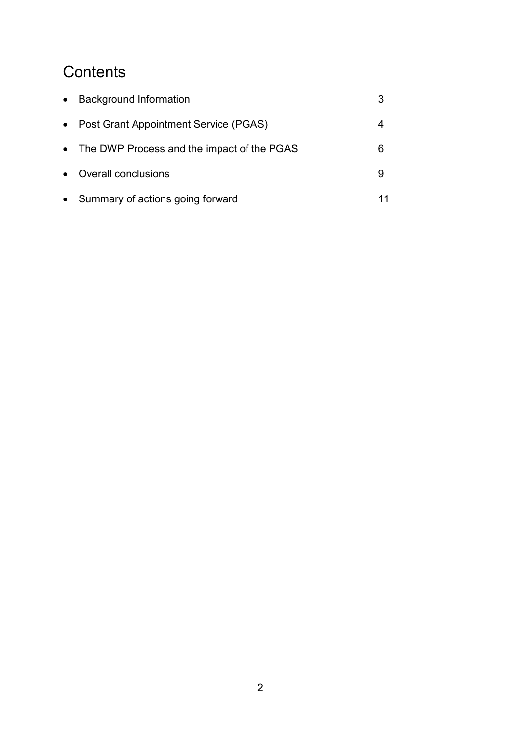# Contents

| | |
|---|---|
| • Background Information | 3 |
| • Post Grant Appointment Service (PGAS) | 4 |
| • The DWP Process and the impact of the PGAS | 6 |
| • Overall conclusions | 9 |
| • Summary of actions going forward | 11 |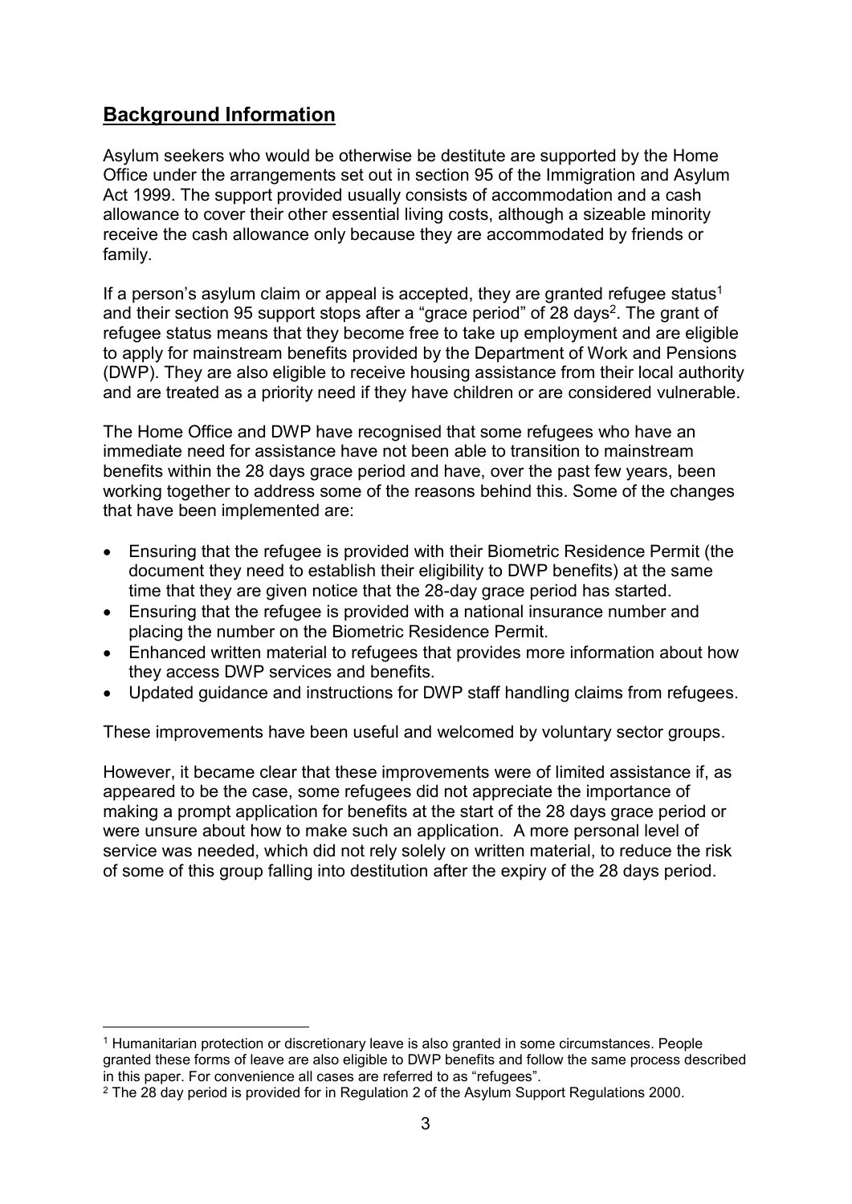## Background Information

Asylum seekers who would be otherwise be destitute are supported by the Home Office under the arrangements set out in section 95 of the Immigration and Asylum Act 1999. The support provided usually consists of accommodation and a cash allowance to cover their other essential living costs, although a sizeable minority receive the cash allowance only because they are accommodated by friends or family.

If a person's asylum claim or appeal is accepted, they are granted refugee status[1] and their section 95 support stops after a "grace period" of 28 days[2]. The grant of refugee status means that they become free to take up employment and are eligible to apply for mainstream benefits provided by the Department of Work and Pensions (DWP). They are also eligible to receive housing assistance from their local authority and are treated as a priority need if they have children or are considered vulnerable.

The Home Office and DWP have recognised that some refugees who have an immediate need for assistance have not been able to transition to mainstream benefits within the 28 days grace period and have, over the past few years, been working together to address some of the reasons behind this. Some of the changes that have been implemented are:

- Ensuring that the refugee is provided with their Biometric Residence Permit (the document they need to establish their eligibility to DWP benefits) at the same time that they are given notice that the 28-day grace period has started.
- Ensuring that the refugee is provided with a national insurance number and placing the number on the Biometric Residence Permit.
- Enhanced written material to refugees that provides more information about how they access DWP services and benefits.
- Updated guidance and instructions for DWP staff handling claims from refugees.

These improvements have been useful and welcomed by voluntary sector groups.

However, it became clear that these improvements were of limited assistance if, as appeared to be the case, some refugees did not appreciate the importance of making a prompt application for benefits at the start of the 28 days grace period or were unsure about how to make such an application. A more personal level of service was needed, which did not rely solely on written material, to reduce the risk of some of this group falling into destitution after the expiry of the 28 days period.

---

[1] Humanitarian protection or discretionary leave is also granted in some circumstances. People granted these forms of leave are also eligible to DWP benefits and follow the same process described in this paper. For convenience all cases are referred to as "refugees".

[2] The 28 day period is provided for in Regulation 2 of the Asylum Support Regulations 2000.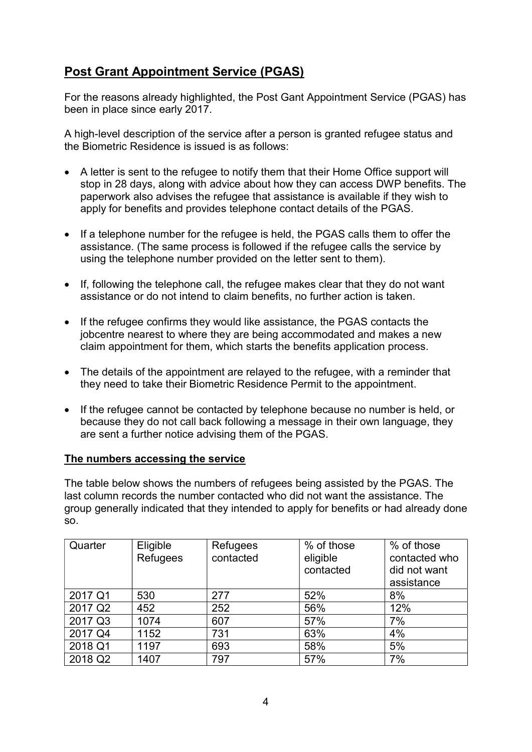## Post Grant Appointment Service (PGAS)

For the reasons already highlighted, the Post Gant Appointment Service (PGAS) has been in place since early 2017.

A high-level description of the service after a person is granted refugee status and the Biometric Residence is issued is as follows:

- A letter is sent to the refugee to notify them that their Home Office support will stop in 28 days, along with advice about how they can access DWP benefits. The paperwork also advises the refugee that assistance is available if they wish to apply for benefits and provides telephone contact details of the PGAS.
- If a telephone number for the refugee is held, the PGAS calls them to offer the assistance. (The same process is followed if the refugee calls the service by using the telephone number provided on the letter sent to them).
- If, following the telephone call, the refugee makes clear that they do not want assistance or do not intend to claim benefits, no further action is taken.
- If the refugee confirms they would like assistance, the PGAS contacts the jobcentre nearest to where they are being accommodated and makes a new claim appointment for them, which starts the benefits application process.
- The details of the appointment are relayed to the refugee, with a reminder that they need to take their Biometric Residence Permit to the appointment.
- If the refugee cannot be contacted by telephone because no number is held, or because they do not call back following a message in their own language, they are sent a further notice advising them of the PGAS.

### The numbers accessing the service

The table below shows the numbers of refugees being assisted by the PGAS. The last column records the number contacted who did not want the assistance. The group generally indicated that they intended to apply for benefits or had already done so.

| Quarter | Eligible Refugees | Refugees contacted | % of those eligible contacted | % of those contacted who did not want assistance |
|---|---|---|---|---|
| 2017 Q1 | 530 | 277 | 52% | 8% |
| 2017 Q2 | 452 | 252 | 56% | 12% |
| 2017 Q3 | 1074 | 607 | 57% | 7% |
| 2017 Q4 | 1152 | 731 | 63% | 4% |
| 2018 Q1 | 1197 | 693 | 58% | 5% |
| 2018 Q2 | 1407 | 797 | 57% | 7% |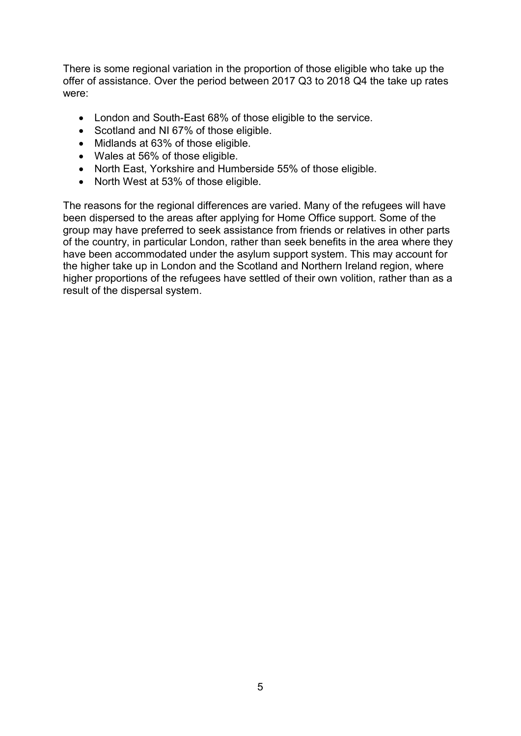There is some regional variation in the proportion of those eligible who take up the offer of assistance. Over the period between 2017 Q3 to 2018 Q4 the take up rates were:

- London and South-East 68% of those eligible to the service.
- Scotland and NI 67% of those eligible.
- Midlands at 63% of those eligible.
- Wales at 56% of those eligible.
- North East, Yorkshire and Humberside 55% of those eligible.
- North West at 53% of those eligible.

The reasons for the regional differences are varied. Many of the refugees will have been dispersed to the areas after applying for Home Office support. Some of the group may have preferred to seek assistance from friends or relatives in other parts of the country, in particular London, rather than seek benefits in the area where they have been accommodated under the asylum support system. This may account for the higher take up in London and the Scotland and Northern Ireland region, where higher proportions of the refugees have settled of their own volition, rather than as a result of the dispersal system.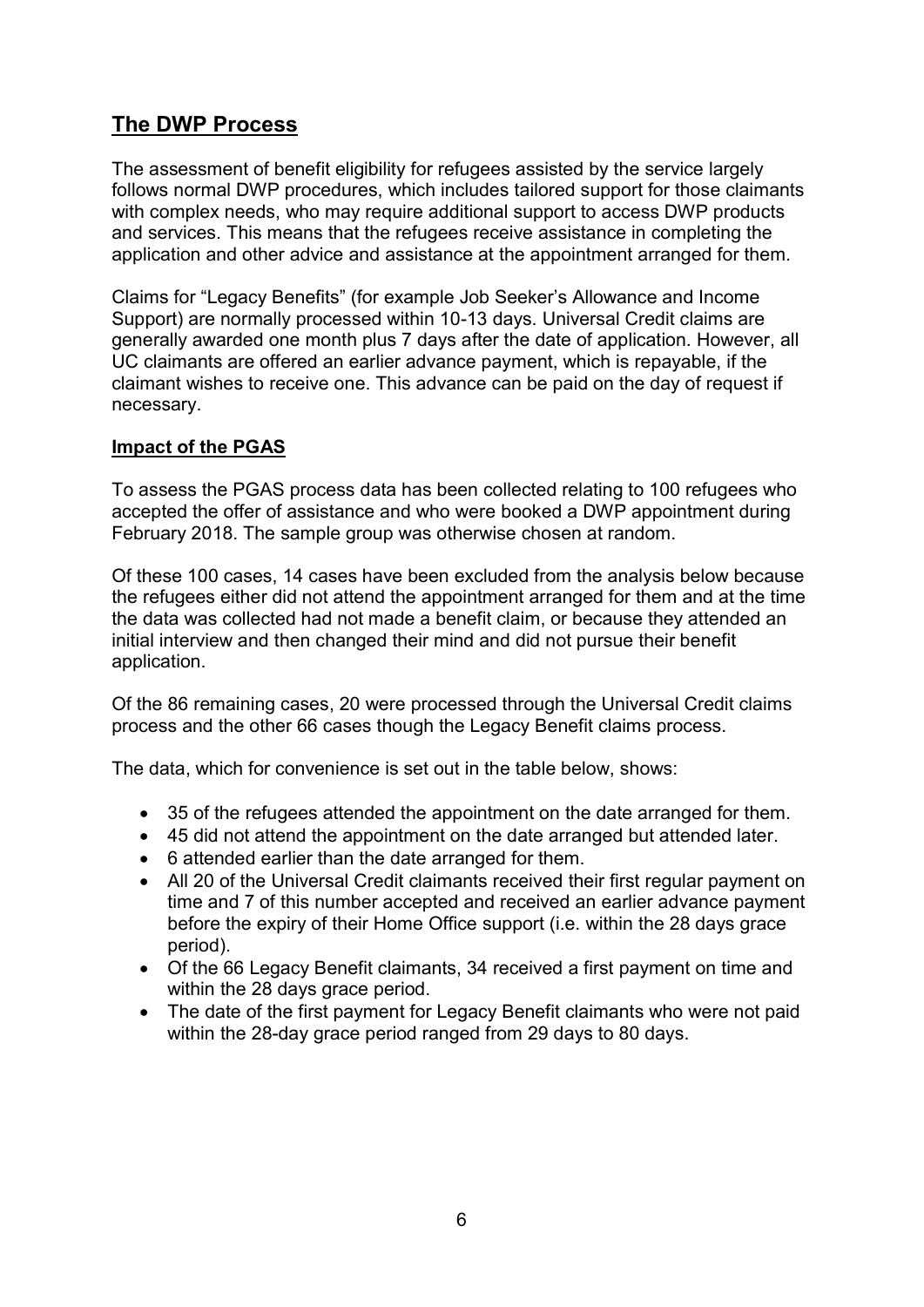## The DWP Process

The assessment of benefit eligibility for refugees assisted by the service largely follows normal DWP procedures, which includes tailored support for those claimants with complex needs, who may require additional support to access DWP products and services. This means that the refugees receive assistance in completing the application and other advice and assistance at the appointment arranged for them.

Claims for "Legacy Benefits" (for example Job Seeker's Allowance and Income Support) are normally processed within 10-13 days. Universal Credit claims are generally awarded one month plus 7 days after the date of application. However, all UC claimants are offered an earlier advance payment, which is repayable, if the claimant wishes to receive one. This advance can be paid on the day of request if necessary.

### Impact of the PGAS

To assess the PGAS process data has been collected relating to 100 refugees who accepted the offer of assistance and who were booked a DWP appointment during February 2018. The sample group was otherwise chosen at random.

Of these 100 cases, 14 cases have been excluded from the analysis below because the refugees either did not attend the appointment arranged for them and at the time the data was collected had not made a benefit claim, or because they attended an initial interview and then changed their mind and did not pursue their benefit application.

Of the 86 remaining cases, 20 were processed through the Universal Credit claims process and the other 66 cases though the Legacy Benefit claims process.

The data, which for convenience is set out in the table below, shows:

- 35 of the refugees attended the appointment on the date arranged for them.
- 45 did not attend the appointment on the date arranged but attended later.
- 6 attended earlier than the date arranged for them.
- All 20 of the Universal Credit claimants received their first regular payment on time and 7 of this number accepted and received an earlier advance payment before the expiry of their Home Office support (i.e. within the 28 days grace period).
- Of the 66 Legacy Benefit claimants, 34 received a first payment on time and within the 28 days grace period.
- The date of the first payment for Legacy Benefit claimants who were not paid within the 28-day grace period ranged from 29 days to 80 days.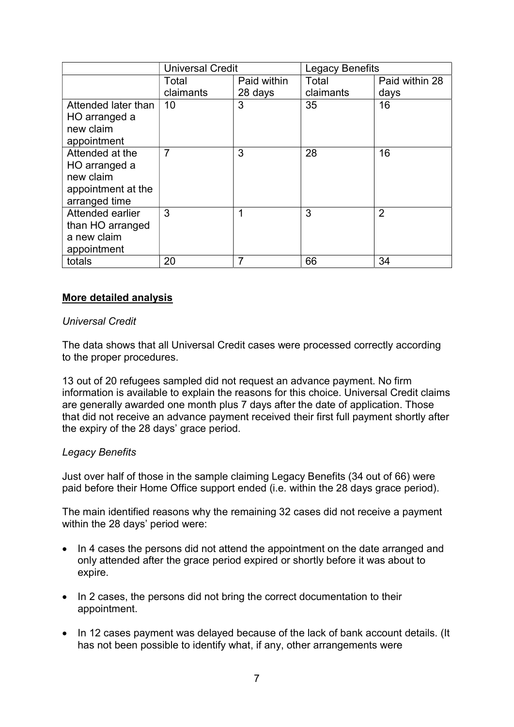| | Universal Credit | | Legacy Benefits | |
|---|---|---|---|---|
| | Total claimants | Paid within 28 days | Total claimants | Paid within 28 days |
| Attended later than HO arranged a new claim appointment | 10 | 3 | 35 | 16 |
| Attended at the HO arranged a new claim appointment at the arranged time | 7 | 3 | 28 | 16 |
| Attended earlier than HO arranged a new claim appointment | 3 | 1 | 3 | 2 |
| totals | 20 | 7 | 66 | 34 |

**More detailed analysis**

*Universal Credit*

The data shows that all Universal Credit cases were processed correctly according to the proper procedures.

13 out of 20 refugees sampled did not request an advance payment. No firm information is available to explain the reasons for this choice. Universal Credit claims are generally awarded one month plus 7 days after the date of application. Those that did not receive an advance payment received their first full payment shortly after the expiry of the 28 days' grace period.

*Legacy Benefits*

Just over half of those in the sample claiming Legacy Benefits (34 out of 66) were paid before their Home Office support ended (i.e. within the 28 days grace period).

The main identified reasons why the remaining 32 cases did not receive a payment within the 28 days' period were:

- In 4 cases the persons did not attend the appointment on the date arranged and only attended after the grace period expired or shortly before it was about to expire.
- In 2 cases, the persons did not bring the correct documentation to their appointment.
- In 12 cases payment was delayed because of the lack of bank account details. (It has not been possible to identify what, if any, other arrangements were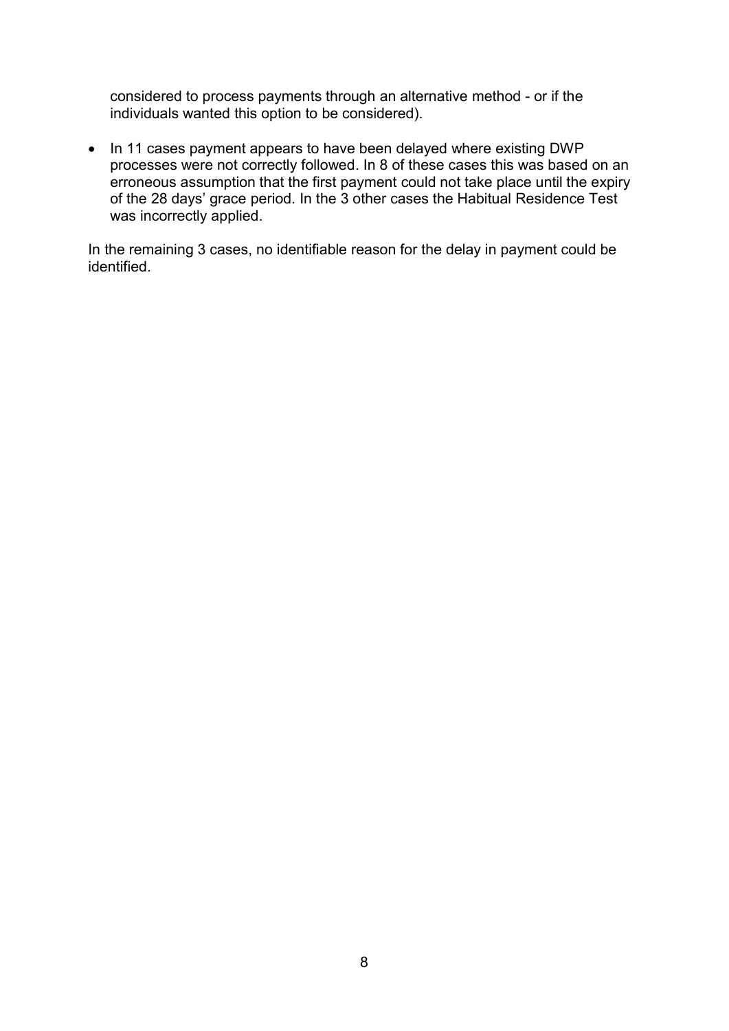considered to process payments through an alternative method - or if the individuals wanted this option to be considered).

- In 11 cases payment appears to have been delayed where existing DWP processes were not correctly followed. In 8 of these cases this was based on an erroneous assumption that the first payment could not take place until the expiry of the 28 days' grace period. In the 3 other cases the Habitual Residence Test was incorrectly applied.

In the remaining 3 cases, no identifiable reason for the delay in payment could be identified.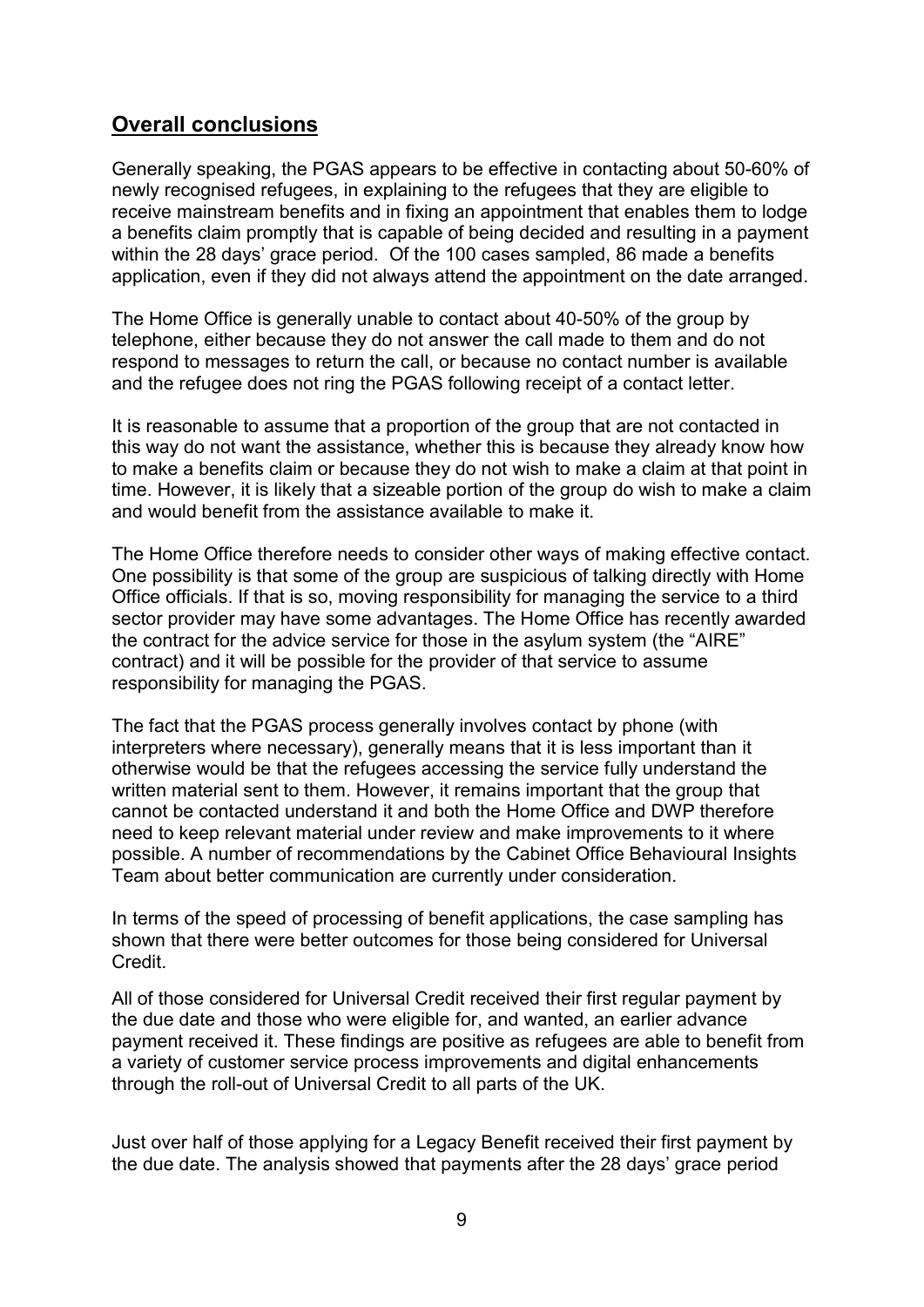## **Overall conclusions**

Generally speaking, the PGAS appears to be effective in contacting about 50-60% of newly recognised refugees, in explaining to the refugees that they are eligible to receive mainstream benefits and in fixing an appointment that enables them to lodge a benefits claim promptly that is capable of being decided and resulting in a payment within the 28 days' grace period. Of the 100 cases sampled, 86 made a benefits application, even if they did not always attend the appointment on the date arranged.

The Home Office is generally unable to contact about 40-50% of the group by telephone, either because they do not answer the call made to them and do not respond to messages to return the call, or because no contact number is available and the refugee does not ring the PGAS following receipt of a contact letter.

It is reasonable to assume that a proportion of the group that are not contacted in this way do not want the assistance, whether this is because they already know how to make a benefits claim or because they do not wish to make a claim at that point in time. However, it is likely that a sizeable portion of the group do wish to make a claim and would benefit from the assistance available to make it.

The Home Office therefore needs to consider other ways of making effective contact. One possibility is that some of the group are suspicious of talking directly with Home Office officials. If that is so, moving responsibility for managing the service to a third sector provider may have some advantages. The Home Office has recently awarded the contract for the advice service for those in the asylum system (the "AIRE" contract) and it will be possible for the provider of that service to assume responsibility for managing the PGAS.

The fact that the PGAS process generally involves contact by phone (with interpreters where necessary), generally means that it is less important than it otherwise would be that the refugees accessing the service fully understand the written material sent to them. However, it remains important that the group that cannot be contacted understand it and both the Home Office and DWP therefore need to keep relevant material under review and make improvements to it where possible. A number of recommendations by the Cabinet Office Behavioural Insights Team about better communication are currently under consideration.

In terms of the speed of processing of benefit applications, the case sampling has shown that there were better outcomes for those being considered for Universal Credit.

All of those considered for Universal Credit received their first regular payment by the due date and those who were eligible for, and wanted, an earlier advance payment received it. These findings are positive as refugees are able to benefit from a variety of customer service process improvements and digital enhancements through the roll-out of Universal Credit to all parts of the UK.

Just over half of those applying for a Legacy Benefit received their first payment by the due date. The analysis showed that payments after the 28 days' grace period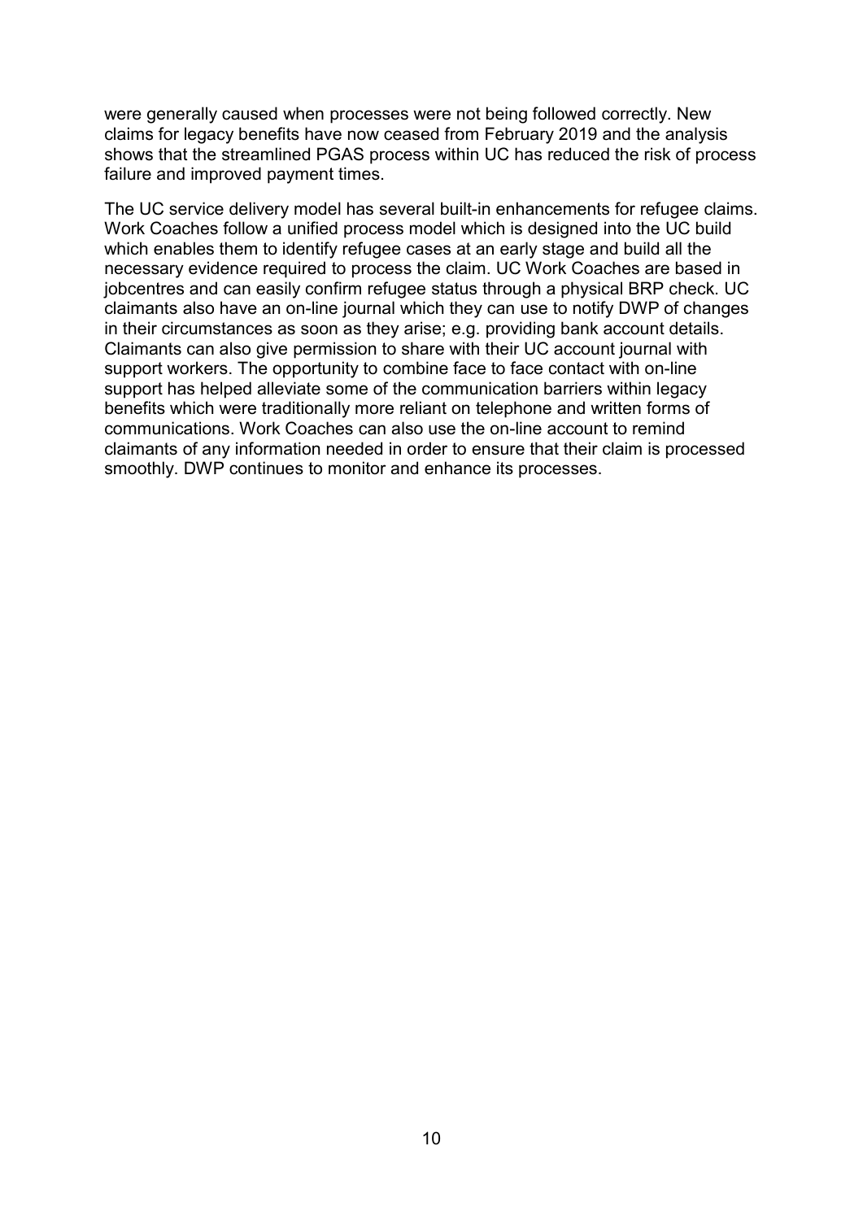were generally caused when processes were not being followed correctly. New claims for legacy benefits have now ceased from February 2019 and the analysis shows that the streamlined PGAS process within UC has reduced the risk of process failure and improved payment times.

The UC service delivery model has several built-in enhancements for refugee claims. Work Coaches follow a unified process model which is designed into the UC build which enables them to identify refugee cases at an early stage and build all the necessary evidence required to process the claim. UC Work Coaches are based in jobcentres and can easily confirm refugee status through a physical BRP check. UC claimants also have an on-line journal which they can use to notify DWP of changes in their circumstances as soon as they arise; e.g. providing bank account details. Claimants can also give permission to share with their UC account journal with support workers. The opportunity to combine face to face contact with on-line support has helped alleviate some of the communication barriers within legacy benefits which were traditionally more reliant on telephone and written forms of communications. Work Coaches can also use the on-line account to remind claimants of any information needed in order to ensure that their claim is processed smoothly. DWP continues to monitor and enhance its processes.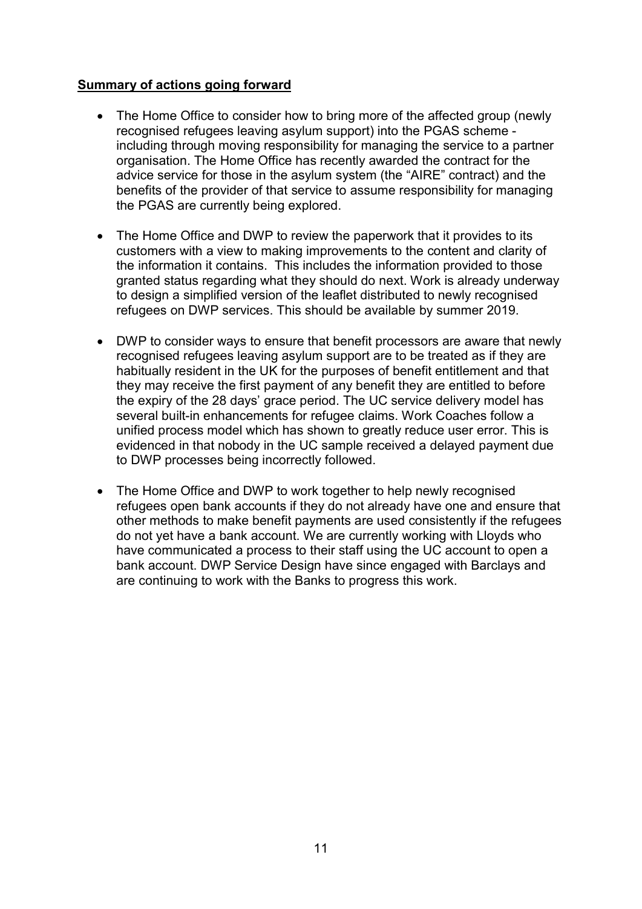**Summary of actions going forward**

- The Home Office to consider how to bring more of the affected group (newly recognised refugees leaving asylum support) into the PGAS scheme - including through moving responsibility for managing the service to a partner organisation. The Home Office has recently awarded the contract for the advice service for those in the asylum system (the "AIRE" contract) and the benefits of the provider of that service to assume responsibility for managing the PGAS are currently being explored.

- The Home Office and DWP to review the paperwork that it provides to its customers with a view to making improvements to the content and clarity of the information it contains. This includes the information provided to those granted status regarding what they should do next. Work is already underway to design a simplified version of the leaflet distributed to newly recognised refugees on DWP services. This should be available by summer 2019.

- DWP to consider ways to ensure that benefit processors are aware that newly recognised refugees leaving asylum support are to be treated as if they are habitually resident in the UK for the purposes of benefit entitlement and that they may receive the first payment of any benefit they are entitled to before the expiry of the 28 days' grace period. The UC service delivery model has several built-in enhancements for refugee claims. Work Coaches follow a unified process model which has shown to greatly reduce user error. This is evidenced in that nobody in the UC sample received a delayed payment due to DWP processes being incorrectly followed.

- The Home Office and DWP to work together to help newly recognised refugees open bank accounts if they do not already have one and ensure that other methods to make benefit payments are used consistently if the refugees do not yet have a bank account. We are currently working with Lloyds who have communicated a process to their staff using the UC account to open a bank account. DWP Service Design have since engaged with Barclays and are continuing to work with the Banks to progress this work.